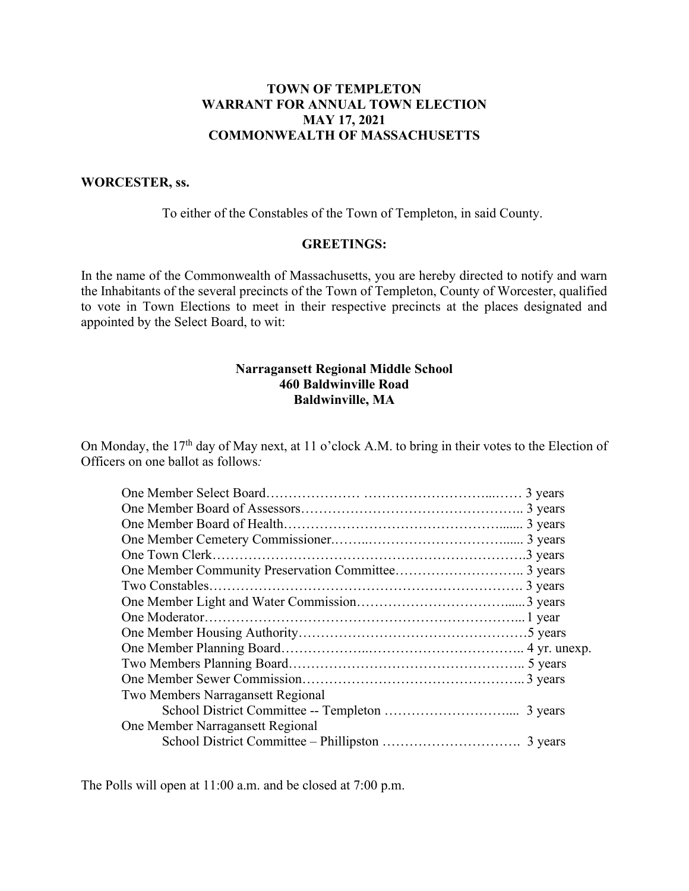# TOWN OF TEMPLETON
# WARRANT FOR ANNUAL TOWN ELECTION
# MAY 17, 2021
# COMMONWEALTH OF MASSACHUSETTS

**WORCESTER, ss.**

To either of the Constables of the Town of Templeton, in said County.

**GREETINGS:**

In the name of the Commonwealth of Massachusetts, you are hereby directed to notify and warn the Inhabitants of the several precincts of the Town of Templeton, County of Worcester, qualified to vote in Town Elections to meet in their respective precincts at the places designated and appointed by the Select Board, to wit:

**Narragansett Regional Middle School**
**460 Baldwinville Road**
**Baldwinville, MA**

On Monday, the 17th day of May next, at 11 o'clock A.M. to bring in their votes to the Election of Officers on one ballot as follows*:*

| Office | Term |
|---|---|
| One Member Select Board | 3 years |
| One Member Board of Assessors | 3 years |
| One Member Board of Health | 3 years |
| One Member Cemetery Commissioner | 3 years |
| One Town Clerk | 3 years |
| One Member Community Preservation Committee | 3 years |
| Two Constables | 3 years |
| One Member Light and Water Commission | 3 years |
| One Moderator | 1 year |
| One Member Housing Authority | 5 years |
| One Member Planning Board | 4 yr. unexp. |
| Two Members Planning Board | 5 years |
| One Member Sewer Commission | 3 years |
| Two Members Narragansett Regional School District Committee -- Templeton | 3 years |
| One Member Narragansett Regional School District Committee – Phillipston | 3 years |

The Polls will open at 11:00 a.m. and be closed at 7:00 p.m.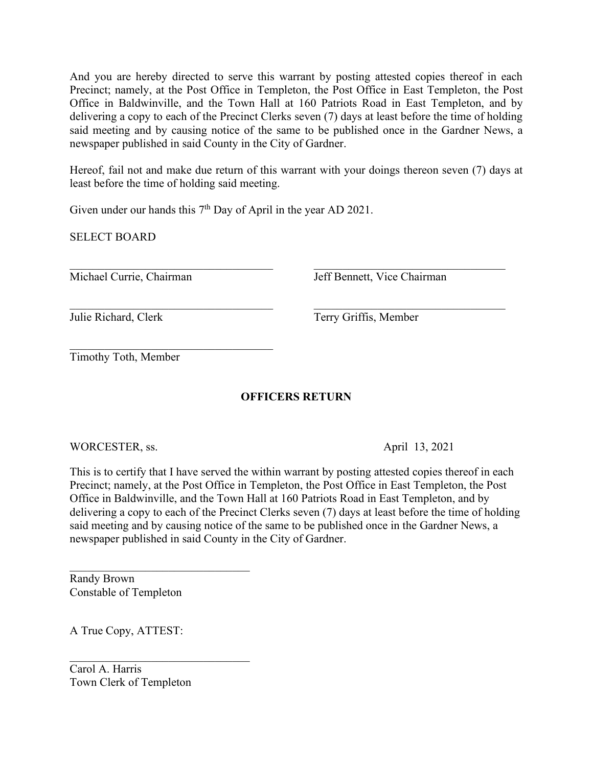And you are hereby directed to serve this warrant by posting attested copies thereof in each Precinct; namely, at the Post Office in Templeton, the Post Office in East Templeton, the Post Office in Baldwinville, and the Town Hall at 160 Patriots Road in East Templeton, and by delivering a copy to each of the Precinct Clerks seven (7) days at least before the time of holding said meeting and by causing notice of the same to be published once in the Gardner News, a newspaper published in said County in the City of Gardner.

Hereof, fail not and make due return of this warrant with your doings thereon seven (7) days at least before the time of holding said meeting.

Given under our hands this 7th Day of April in the year AD 2021.

SELECT BOARD

| | |
|---|---|
| ______________________________ | ______________________________ |
| Michael Currie, Chairman | Jeff Bennett, Vice Chairman |
| ______________________________ | ______________________________ |
| Julie Richard, Clerk | Terry Griffis, Member |
| ______________________________ | |
| Timothy Toth, Member | |

**OFFICERS RETURN**

WORCESTER, ss. April 13, 2021

This is to certify that I have served the within warrant by posting attested copies thereof in each Precinct; namely, at the Post Office in Templeton, the Post Office in East Templeton, the Post Office in Baldwinville, and the Town Hall at 160 Patriots Road in East Templeton, and by delivering a copy to each of the Precinct Clerks seven (7) days at least before the time of holding said meeting and by causing notice of the same to be published once in the Gardner News, a newspaper published in said County in the City of Gardner.

______________________________
Randy Brown
Constable of Templeton

A True Copy, ATTEST:

______________________________
Carol A. Harris
Town Clerk of Templeton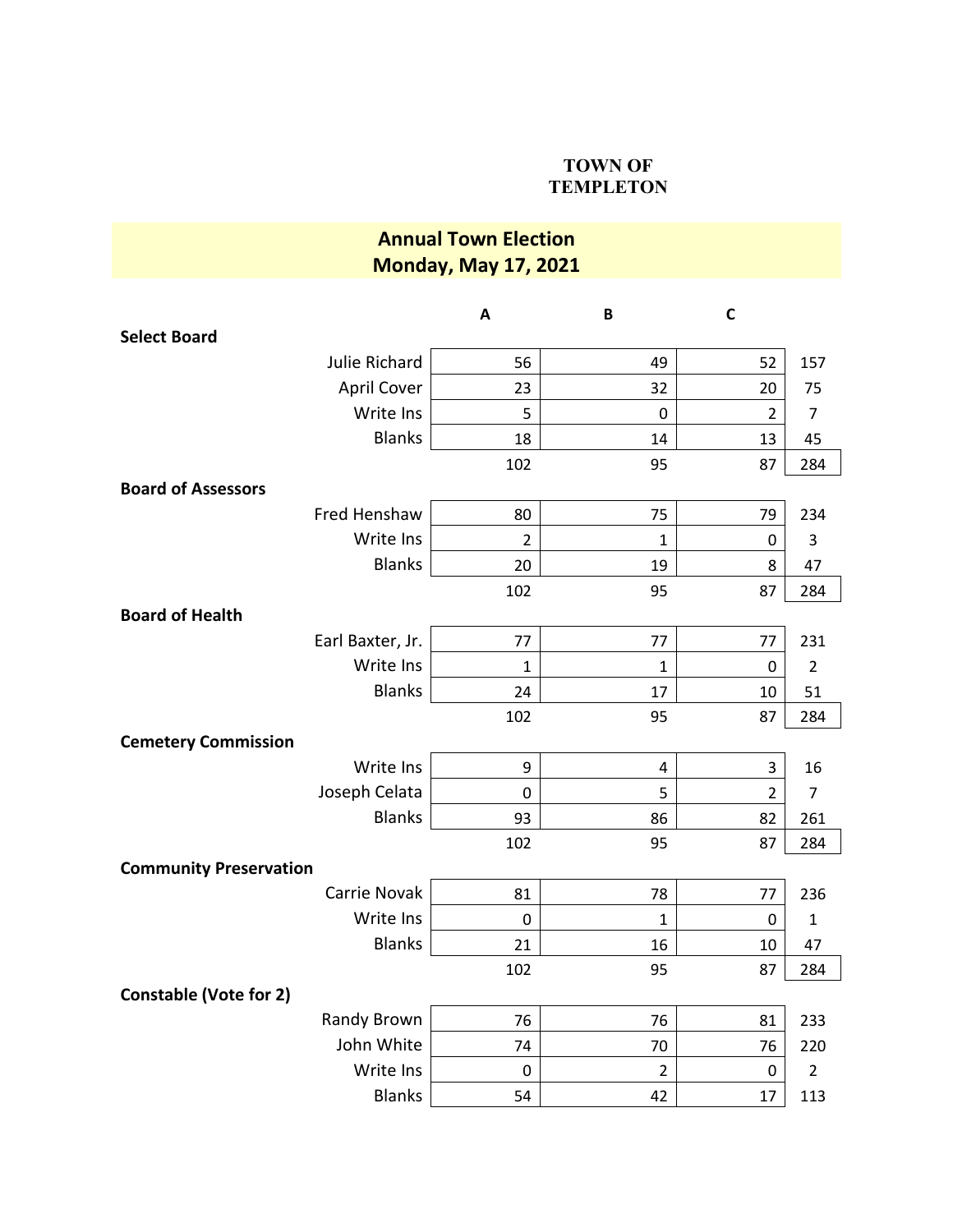**TOWN OF TEMPLETON**

## Annual Town Election
## Monday, May 17, 2021

| | | A | B | C | |
|---|---|---|---|---|---|
| **Select Board** | | | | | |
| | Julie Richard | 56 | 49 | 52 | 157 |
| | April Cover | 23 | 32 | 20 | 75 |
| | Write Ins | 5 | 0 | 2 | 7 |
| | Blanks | 18 | 14 | 13 | 45 |
| | | 102 | 95 | 87 | 284 |
| **Board of Assessors** | | | | | |
| | Fred Henshaw | 80 | 75 | 79 | 234 |
| | Write Ins | 2 | 1 | 0 | 3 |
| | Blanks | 20 | 19 | 8 | 47 |
| | | 102 | 95 | 87 | 284 |
| **Board of Health** | | | | | |
| | Earl Baxter, Jr. | 77 | 77 | 77 | 231 |
| | Write Ins | 1 | 1 | 0 | 2 |
| | Blanks | 24 | 17 | 10 | 51 |
| | | 102 | 95 | 87 | 284 |
| **Cemetery Commission** | | | | | |
| | Write Ins | 9 | 4 | 3 | 16 |
| | Joseph Celata | 0 | 5 | 2 | 7 |
| | Blanks | 93 | 86 | 82 | 261 |
| | | 102 | 95 | 87 | 284 |
| **Community Preservation** | | | | | |
| | Carrie Novak | 81 | 78 | 77 | 236 |
| | Write Ins | 0 | 1 | 0 | 1 |
| | Blanks | 21 | 16 | 10 | 47 |
| | | 102 | 95 | 87 | 284 |
| **Constable (Vote for 2)** | | | | | |
| | Randy Brown | 76 | 76 | 81 | 233 |
| | John White | 74 | 70 | 76 | 220 |
| | Write Ins | 0 | 2 | 0 | 2 |
| | Blanks | 54 | 42 | 17 | 113 |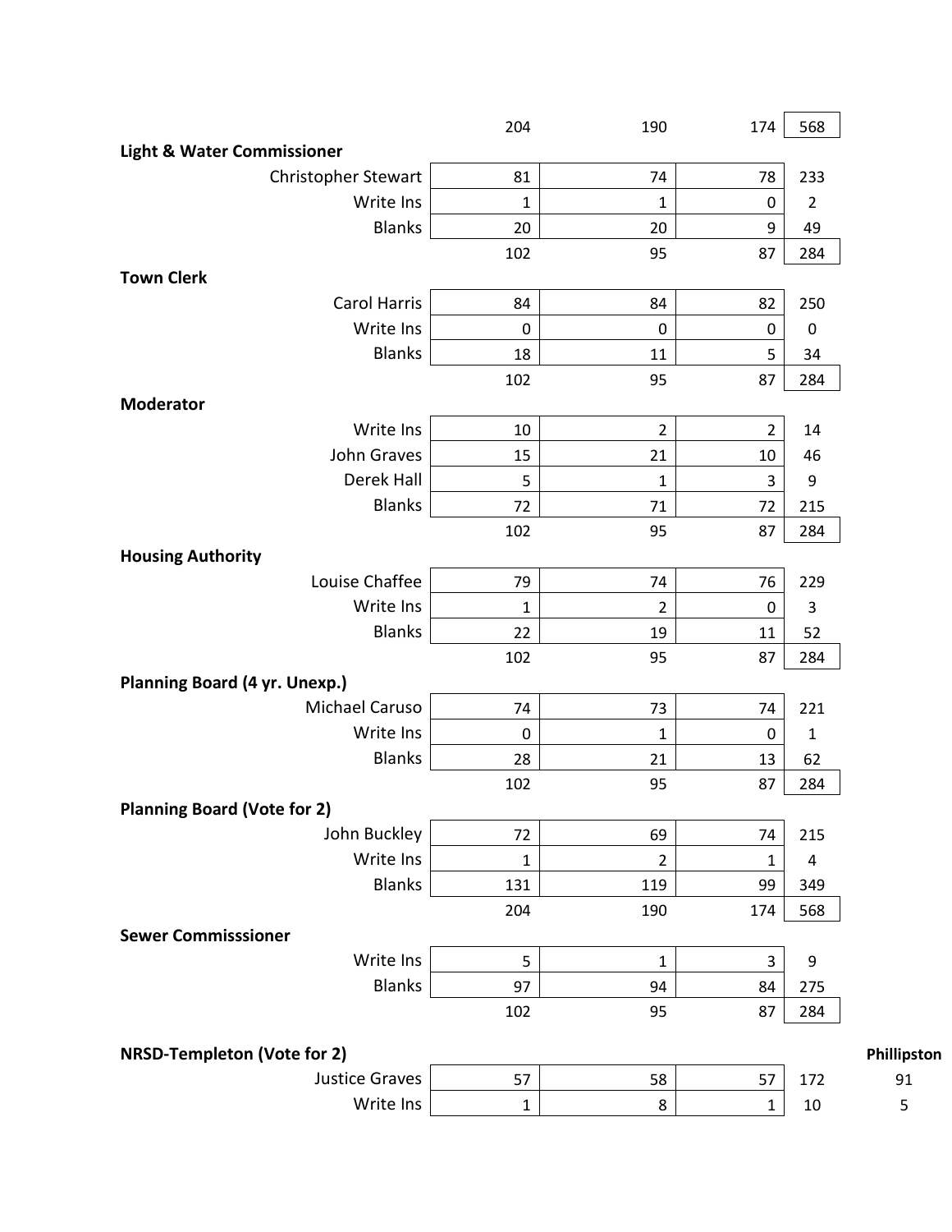| | | | | |
|---|---|---|---|---|
| | 204 | 190 | 174 | 568 |
| **Light & Water Commissioner** | | | | |
| Christopher Stewart | 81 | 74 | 78 | 233 |
| Write Ins | 1 | 1 | 0 | 2 |
| Blanks | 20 | 20 | 9 | 49 |
| | 102 | 95 | 87 | 284 |
| **Town Clerk** | | | | |
| Carol Harris | 84 | 84 | 82 | 250 |
| Write Ins | 0 | 0 | 0 | 0 |
| Blanks | 18 | 11 | 5 | 34 |
| | 102 | 95 | 87 | 284 |
| **Moderator** | | | | |
| Write Ins | 10 | 2 | 2 | 14 |
| John Graves | 15 | 21 | 10 | 46 |
| Derek Hall | 5 | 1 | 3 | 9 |
| Blanks | 72 | 71 | 72 | 215 |
| | 102 | 95 | 87 | 284 |
| **Housing Authority** | | | | |
| Louise Chaffee | 79 | 74 | 76 | 229 |
| Write Ins | 1 | 2 | 0 | 3 |
| Blanks | 22 | 19 | 11 | 52 |
| | 102 | 95 | 87 | 284 |
| **Planning Board (4 yr. Unexp.)** | | | | |
| Michael Caruso | 74 | 73 | 74 | 221 |
| Write Ins | 0 | 1 | 0 | 1 |
| Blanks | 28 | 21 | 13 | 62 |
| | 102 | 95 | 87 | 284 |
| **Planning Board (Vote for 2)** | | | | |
| John Buckley | 72 | 69 | 74 | 215 |
| Write Ins | 1 | 2 | 1 | 4 |
| Blanks | 131 | 119 | 99 | 349 |
| | 204 | 190 | 174 | 568 |
| **Sewer Commisssioner** | | | | |
| Write Ins | 5 | 1 | 3 | 9 |
| Blanks | 97 | 94 | 84 | 275 |
| | 102 | 95 | 87 | 284 |

| | | | | | |
|---|---|---|---|---|---|
| **NRSD-Templeton (Vote for 2)** | | | | | **Phillipston** |
| Justice Graves | 57 | 58 | 57 | 172 | 91 |
| Write Ins | 1 | 8 | 1 | 10 | 5 |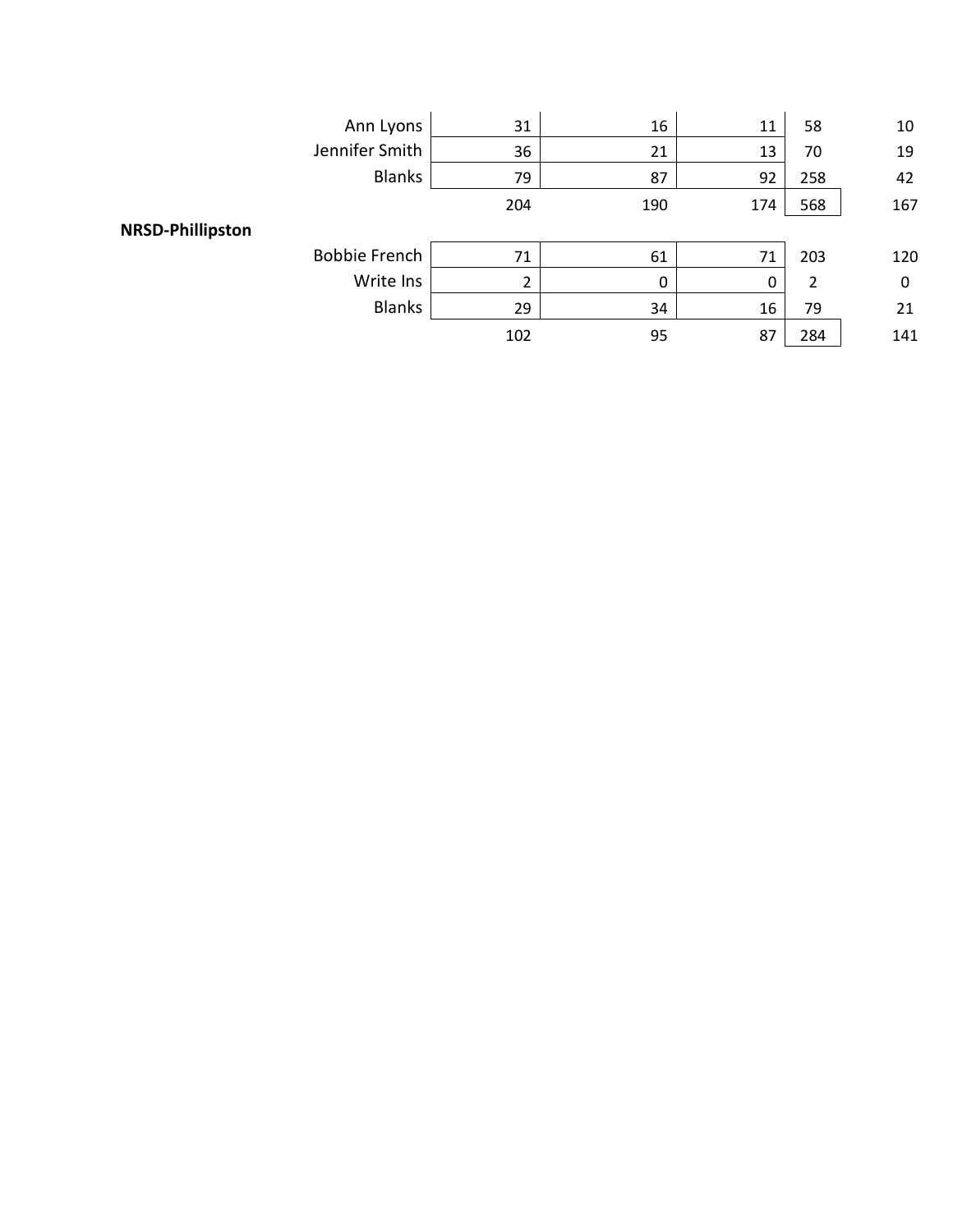| | | | | | |
|---|---|---|---|---|---|
| Ann Lyons | 31 | 16 | 11 | 58 | 10 |
| Jennifer Smith | 36 | 21 | 13 | 70 | 19 |
| Blanks | 79 | 87 | 92 | 258 | 42 |
| | 204 | 190 | 174 | 568 | 167 |

**NRSD-Phillipston**

| | | | | | |
|---|---|---|---|---|---|
| Bobbie French | 71 | 61 | 71 | 203 | 120 |
| Write Ins | 2 | 0 | 0 | 2 | 0 |
| Blanks | 29 | 34 | 16 | 79 | 21 |
| | 102 | 95 | 87 | 284 | 141 |